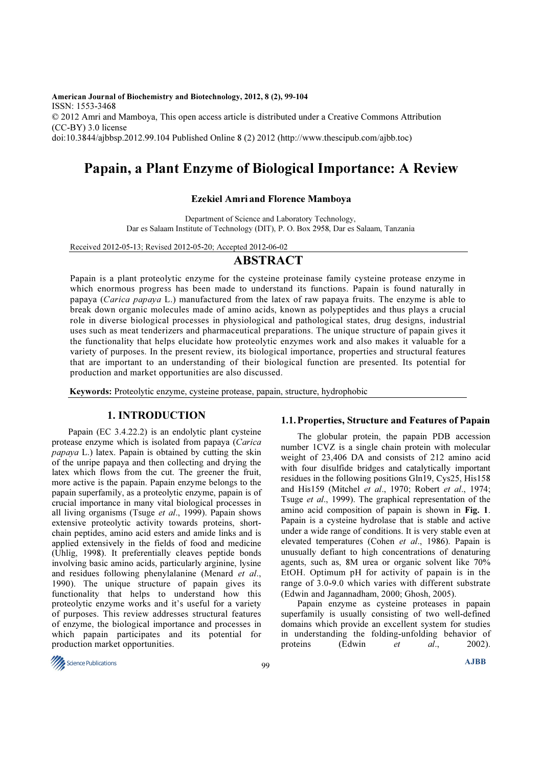**American Journal of Biochemistry and Biotechnology, 2012, 8 (2), 99-104**
ISSN: 1553-3468
© 2012 Amri and Mamboya, This open access article is distributed under a Creative Commons Attribution (CC-BY) 3.0 license
doi:10.3844/ajbbsp.2012.99.104 Published Online 8 (2) 2012 (http://www.thescipub.com/ajbb.toc)

# Papain, a Plant Enzyme of Biological Importance: A Review

**Ezekiel Amri and Florence Mamboya**

Department of Science and Laboratory Technology,
Dar es Salaam Institute of Technology (DIT), P. O. Box 2958, Dar es Salaam, Tanzania

Received 2012-05-13; Revised 2012-05-20; Accepted 2012-06-02

## ABSTRACT

Papain is a plant proteolytic enzyme for the cysteine proteinase family cysteine protease enzyme in which enormous progress has been made to understand its functions. Papain is found naturally in papaya (*Carica papaya* L.) manufactured from the latex of raw papaya fruits. The enzyme is able to break down organic molecules made of amino acids, known as polypeptides and thus plays a crucial role in diverse biological processes in physiological and pathological states, drug designs, industrial uses such as meat tenderizers and pharmaceutical preparations. The unique structure of papain gives it the functionality that helps elucidate how proteolytic enzymes work and also makes it valuable for a variety of purposes. In the present review, its biological importance, properties and structural features that are important to an understanding of their biological function are presented. Its potential for production and market opportunities are also discussed.

**Keywords:** Proteolytic enzyme, cysteine protease, papain, structure, hydrophobic

## 1. INTRODUCTION

Papain (EC 3.4.22.2) is an endolytic plant cysteine protease enzyme which is isolated from papaya (*Carica papaya* L.) latex. Papain is obtained by cutting the skin of the unripe papaya and then collecting and drying the latex which flows from the cut. The greener the fruit, more active is the papain. Papain enzyme belongs to the papain superfamily, as a proteolytic enzyme, papain is of crucial importance in many vital biological processes in all living organisms (Tsuge *et al*., 1999). Papain shows extensive proteolytic activity towards proteins, short-chain peptides, amino acid esters and amide links and is applied extensively in the fields of food and medicine (Uhlig, 1998). It preferentially cleaves peptide bonds involving basic amino acids, particularly arginine, lysine and residues following phenylalanine (Menard *et al*., 1990). The unique structure of papain gives its functionality that helps to understand how this proteolytic enzyme works and it's useful for a variety of purposes. This review addresses structural features of enzyme, the biological importance and processes in which papain participates and its potential for production market opportunities.

### 1.1. Properties, Structure and Features of Papain

The globular protein, the papain PDB accession number 1CVZ is a single chain protein with molecular weight of 23,406 DA and consists of 212 amino acid with four disulfide bridges and catalytically important residues in the following positions Gln19, Cys25, His158 and His159 (Mitchel *et al*., 1970; Robert *et al*., 1974; Tsuge *et al*., 1999). The graphical representation of the amino acid composition of papain is shown in **Fig. 1**. Papain is a cysteine hydrolase that is stable and active under a wide range of conditions. It is very stable even at elevated temperatures (Cohen *et al*., 1986). Papain is unusually defiant to high concentrations of denaturing agents, such as, 8M urea or organic solvent like 70% EtOH. Optimum pH for activity of papain is in the range of 3.0-9.0 which varies with different substrate (Edwin and Jagannadham, 2000; Ghosh, 2005).

Papain enzyme as cysteine proteases in papain superfamily is usually consisting of two well-defined domains which provide an excellent system for studies in understanding the folding-unfolding behavior of proteins (Edwin *et al*., 2002).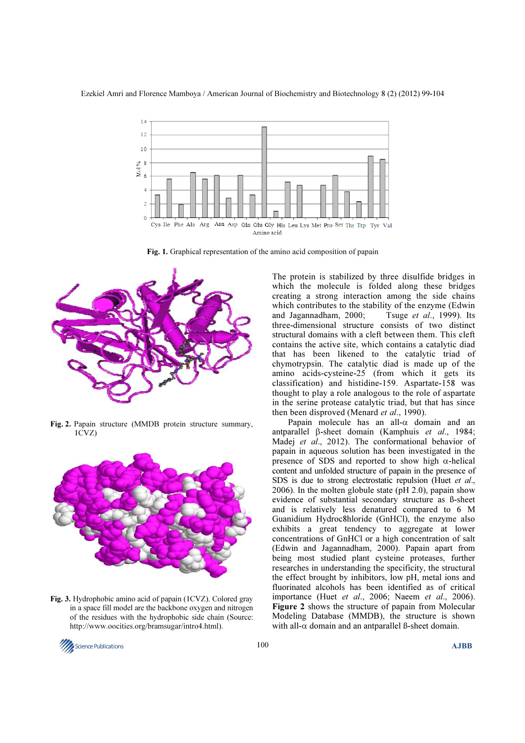Fig. 1. Graphical representation of the amino acid composition of papain

Fig. 2. Papain structure (MMDB protein structure summary, 1CVZ)

Fig. 3. Hydrophobic amino acid of papain (1CVZ). Colored gray in a space fill model are the backbone oxygen and nitrogen of the residues with the hydrophobic side chain (Source: http://www.oocities.org/bramsugar/intro4.html).

The protein is stabilized by three disulfide bridges in which the molecule is folded along these bridges creating a strong interaction among the side chains which contributes to the stability of the enzyme (Edwin and Jagannadham, 2000; Tsuge *et al*., 1999). Its three-dimensional structure consists of two distinct structural domains with a cleft between them. This cleft contains the active site, which contains a catalytic diad that has been likened to the catalytic triad of chymotrypsin. The catalytic diad is made up of the amino acids-cysteine-25 (from which it gets its classification) and histidine-159. Aspartate-158 was thought to play a role analogous to the role of aspartate in the serine protease catalytic triad, but that has since then been disproved (Menard *et al*., 1990).

Papain molecule has an all-α domain and an antparallel β-sheet domain (Kamphuis *et al*., 1984; Madej *et al*., 2012). The conformational behavior of papain in aqueous solution has been investigated in the presence of SDS and reported to show high α-helical content and unfolded structure of papain in the presence of SDS is due to strong electrostatic repulsion (Huet *et al*., 2006). In the molten globule state (pH 2.0), papain show evidence of substantial secondary structure as ß-sheet and is relatively less denatured compared to 6 M Guanidium Hydroc8hloride (GnHCl), the enzyme also exhibits a great tendency to aggregate at lower concentrations of GnHCl or a high concentration of salt (Edwin and Jagannadham, 2000). Papain apart from being most studied plant cysteine proteases, further researches in understanding the specificity, the structural the effect brought by inhibitors, low pH, metal ions and fluorinated alcohols has been identified as of critical importance (Huet *et al*., 2006; Naeem *et al*., 2006). **Figure 2** shows the structure of papain from Molecular Modeling Database (MMDB), the structure is shown with all-α domain and an antparallel ß-sheet domain.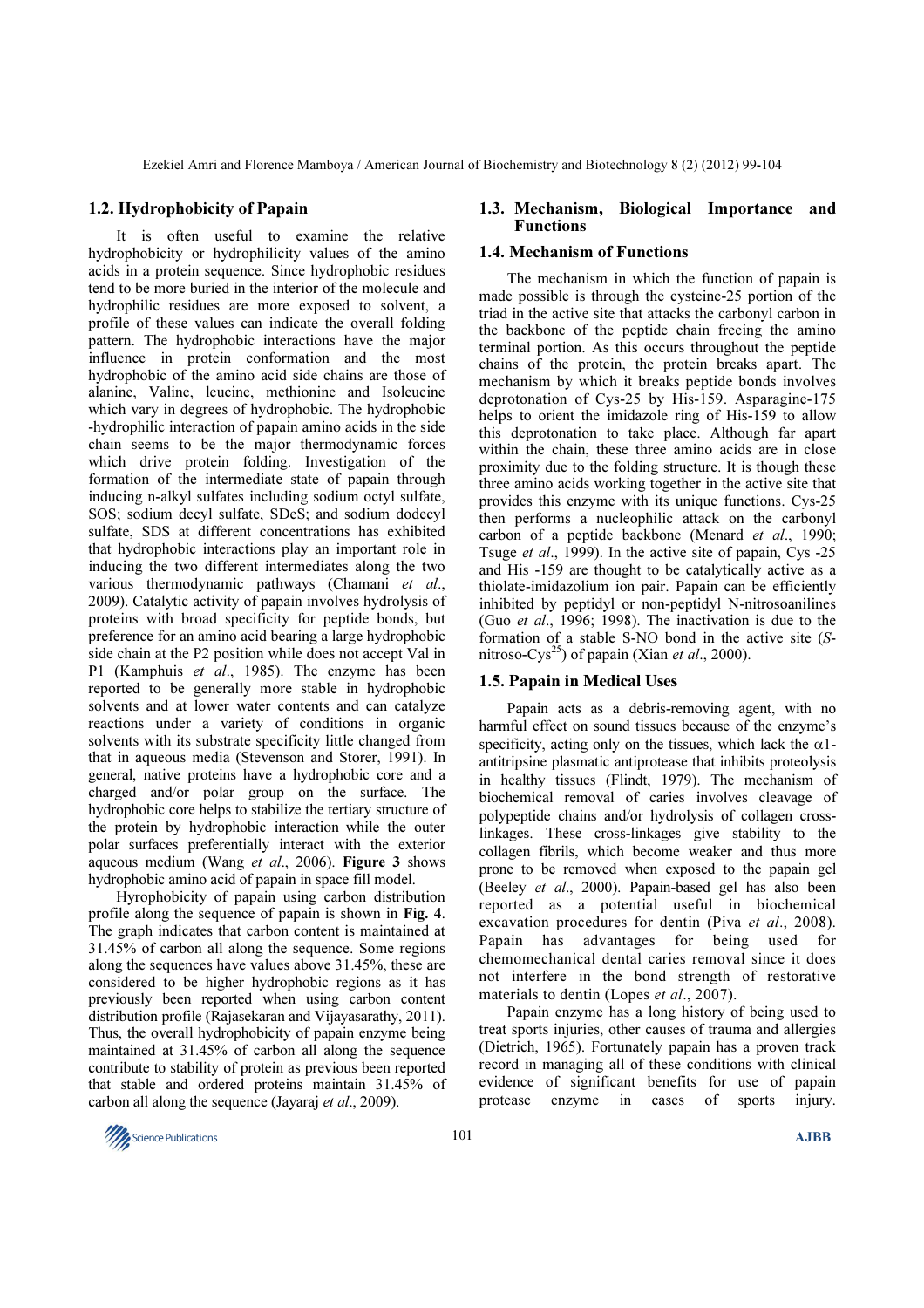## 1.2. Hydrophobicity of Papain

It is often useful to examine the relative hydrophobicity or hydrophilicity values of the amino acids in a protein sequence. Since hydrophobic residues tend to be more buried in the interior of the molecule and hydrophilic residues are more exposed to solvent, a profile of these values can indicate the overall folding pattern. The hydrophobic interactions have the major influence in protein conformation and the most hydrophobic of the amino acid side chains are those of alanine, Valine, leucine, methionine and Isoleucine which vary in degrees of hydrophobic. The hydrophobic -hydrophilic interaction of papain amino acids in the side chain seems to be the major thermodynamic forces which drive protein folding. Investigation of the formation of the intermediate state of papain through inducing n-alkyl sulfates including sodium octyl sulfate, SOS; sodium decyl sulfate, SDeS; and sodium dodecyl sulfate, SDS at different concentrations has exhibited that hydrophobic interactions play an important role in inducing the two different intermediates along the two various thermodynamic pathways (Chamani *et al*., 2009). Catalytic activity of papain involves hydrolysis of proteins with broad specificity for peptide bonds, but preference for an amino acid bearing a large hydrophobic side chain at the P2 position while does not accept Val in P1 (Kamphuis *et al*., 1985). The enzyme has been reported to be generally more stable in hydrophobic solvents and at lower water contents and can catalyze reactions under a variety of conditions in organic solvents with its substrate specificity little changed from that in aqueous media (Stevenson and Storer, 1991). In general, native proteins have a hydrophobic core and a charged and/or polar group on the surface. The hydrophobic core helps to stabilize the tertiary structure of the protein by hydrophobic interaction while the outer polar surfaces preferentially interact with the exterior aqueous medium (Wang *et al*., 2006). **Figure 3** shows hydrophobic amino acid of papain in space fill model.

Hyrophobicity of papain using carbon distribution profile along the sequence of papain is shown in **Fig. 4**. The graph indicates that carbon content is maintained at 31.45% of carbon all along the sequence. Some regions along the sequences have values above 31.45%, these are considered to be higher hydrophobic regions as it has previously been reported when using carbon content distribution profile (Rajasekaran and Vijayasarathy, 2011). Thus, the overall hydrophobicity of papain enzyme being maintained at 31.45% of carbon all along the sequence contribute to stability of protein as previous been reported that stable and ordered proteins maintain 31.45% of carbon all along the sequence (Jayaraj *et al*., 2009).

## 1.3. Mechanism, Biological Importance and Functions

## 1.4. Mechanism of Functions

The mechanism in which the function of papain is made possible is through the cysteine-25 portion of the triad in the active site that attacks the carbonyl carbon in the backbone of the peptide chain freeing the amino terminal portion. As this occurs throughout the peptide chains of the protein, the protein breaks apart. The mechanism by which it breaks peptide bonds involves deprotonation of Cys-25 by His-159. Asparagine-175 helps to orient the imidazole ring of His-159 to allow this deprotonation to take place. Although far apart within the chain, these three amino acids are in close proximity due to the folding structure. It is though these three amino acids working together in the active site that provides this enzyme with its unique functions. Cys-25 then performs a nucleophilic attack on the carbonyl carbon of a peptide backbone (Menard *et al*., 1990; Tsuge *et al*., 1999). In the active site of papain, Cys -25 and His -159 are thought to be catalytically active as a thiolate-imidazolium ion pair. Papain can be efficiently inhibited by peptidyl or non-peptidyl N-nitrosoanilines (Guo *et al*., 1996; 1998). The inactivation is due to the formation of a stable S-NO bond in the active site (*S*-nitroso-$Cys^{25}$) of papain (Xian *et al*., 2000).

## 1.5. Papain in Medical Uses

Papain acts as a debris-removing agent, with no harmful effect on sound tissues because of the enzyme's specificity, acting only on the tissues, which lack the $\alpha$1-antitripsine plasmatic antiprotease that inhibits proteolysis in healthy tissues (Flindt, 1979). The mechanism of biochemical removal of caries involves cleavage of polypeptide chains and/or hydrolysis of collagen cross-linkages. These cross-linkages give stability to the collagen fibrils, which become weaker and thus more prone to be removed when exposed to the papain gel (Beeley *et al*., 2000). Papain-based gel has also been reported as a potential useful in biochemical excavation procedures for dentin (Piva *et al*., 2008). Papain has advantages for being used for chemomechanical dental caries removal since it does not interfere in the bond strength of restorative materials to dentin (Lopes *et al*., 2007).

Papain enzyme has a long history of being used to treat sports injuries, other causes of trauma and allergies (Dietrich, 1965). Fortunately papain has a proven track record in managing all of these conditions with clinical evidence of significant benefits for use of papain protease enzyme in cases of sports injury.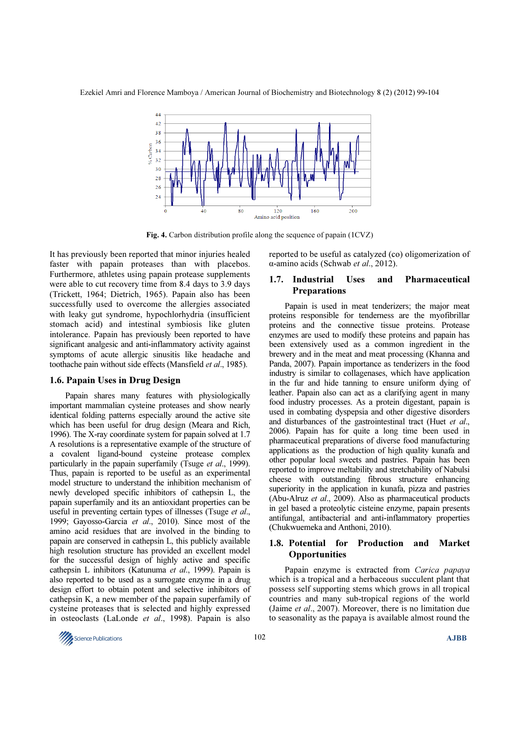Fig. 4. Carbon distribution profile along the sequence of papain (1CVZ)

It has previously been reported that minor injuries healed faster with papain proteases than with placebos. Furthermore, athletes using papain protease supplements were able to cut recovery time from 8.4 days to 3.9 days (Trickett, 1964; Dietrich, 1965). Papain also has been successfully used to overcome the allergies associated with leaky gut syndrome, hypochlorhydia (insufficient stomach acid) and intestinal symbiosis like gluten intolerance. Papain has previously been reported to have significant analgesic and anti-inflammatory activity against symptoms of acute allergic sinusitis like headache and toothache pain without side effects (Mansfield *et al*., 1985).

### 1.6. Papain Uses in Drug Design

Papain shares many features with physiologically important mammalian cysteine proteases and show nearly identical folding patterns especially around the active site which has been useful for drug design (Meara and Rich, 1996). The X-ray coordinate system for papain solved at 1.7 A resolutions is a representative example of the structure of a covalent ligand-bound cysteine protease complex particularly in the papain superfamily (Tsuge *et al*., 1999). Thus, papain is reported to be useful as an experimental model structure to understand the inhibition mechanism of newly developed specific inhibitors of cathepsin L, the papain superfamily and its antioxidant properties can be useful in preventing certain types of illnesses (Tsuge *et al*., 1999; Gayosso-Garcia *et al*., 2010). Since most of the amino acid residues that are involved in the binding to papain are conserved in cathepsin L, this publicly available high resolution structure has provided an excellent model for the successful design of highly active and specific cathepsin L inhibitors (Katunuma *et al*., 1999). Papain is also reported to be used as a surrogate enzyme in a drug design effort to obtain potent and selective inhibitors of cathepsin K, a new member of the papain superfamily of cysteine proteases that is selected and highly expressed in osteoclasts (LaLonde *et al*., 1998). Papain is also reported to be useful as catalyzed (co) oligomerization of α-amino acids (Schwab *et al*., 2012).

### 1.7. Industrial Uses and Pharmaceutical Preparations

Papain is used in meat tenderizers; the major meat proteins responsible for tenderness are the myofibrillar proteins and the connective tissue proteins. Protease enzymes are used to modify these proteins and papain has been extensively used as a common ingredient in the brewery and in the meat and meat processing (Khanna and Panda, 2007). Papain importance as tenderizers in the food industry is similar to collagenases, which have application in the fur and hide tanning to ensure uniform dying of leather. Papain also can act as a clarifying agent in many food industry processes. As a protein digestant, papain is used in combating dyspepsia and other digestive disorders and disturbances of the gastrointestinal tract (Huet *et al*., 2006). Papain has for quite a long time been used in pharmaceutical preparations of diverse food manufacturing applications as the production of high quality kunafa and other popular local sweets and pastries. Papain has been reported to improve meltability and stretchability of Nabulsi cheese with outstanding fibrous structure enhancing superiority in the application in kunafa, pizza and pastries (Abu-Alruz *et al*., 2009). Also as pharmaceutical products in gel based a proteolytic cisteine enzyme, papain presents antifungal, antibacterial and anti-inflammatory properties (Chukwuemeka and Anthoni, 2010).

### 1.8. Potential for Production and Market Opportunities

Papain enzyme is extracted from *Carica papaya* which is a tropical and a herbaceous succulent plant that possess self supporting stems which grows in all tropical countries and many sub-tropical regions of the world (Jaime *et al*., 2007). Moreover, there is no limitation due to seasonality as the papaya is available almost round the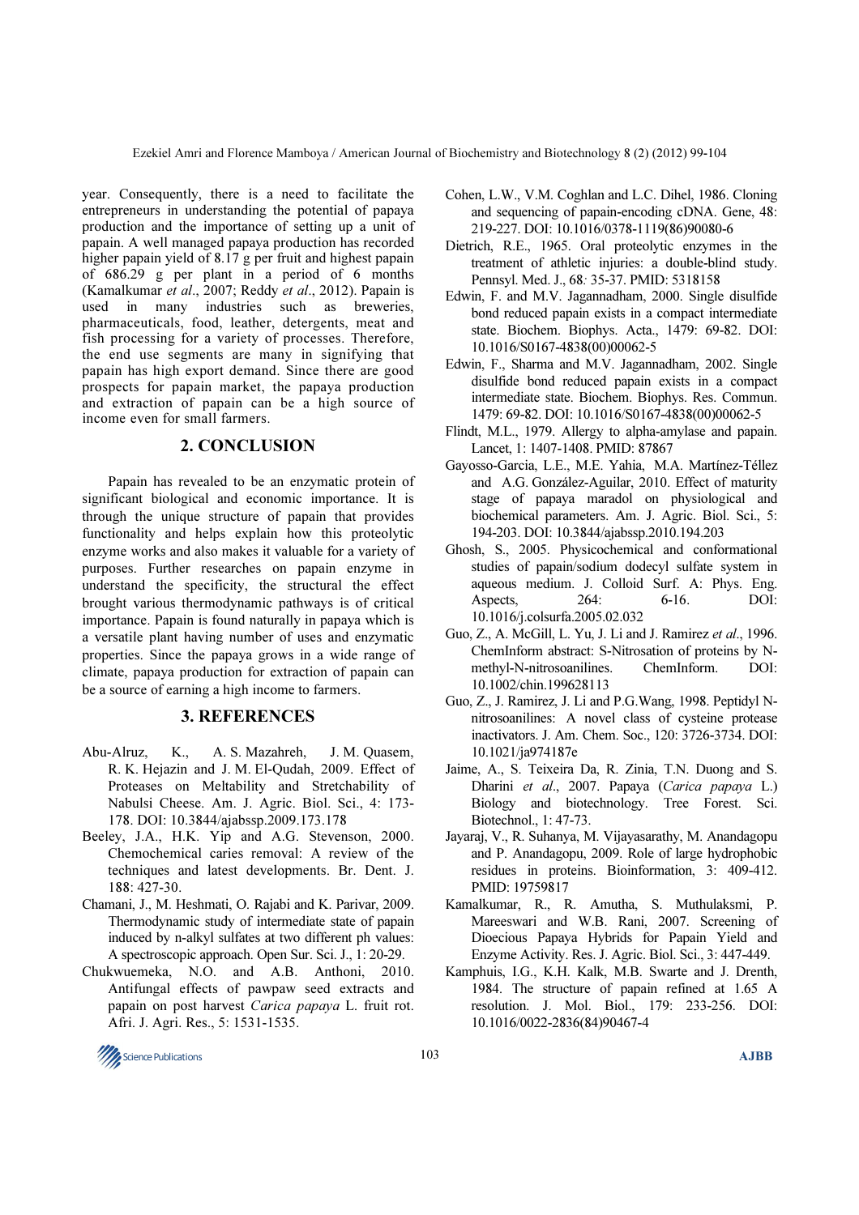year. Consequently, there is a need to facilitate the entrepreneurs in understanding the potential of papaya production and the importance of setting up a unit of papain. A well managed papaya production has recorded higher papain yield of 8.17 g per fruit and highest papain of 686.29 g per plant in a period of 6 months (Kamalkumar *et al*., 2007; Reddy *et al*., 2012). Papain is used in many industries such as breweries, pharmaceuticals, food, leather, detergents, meat and fish processing for a variety of processes. Therefore, the end use segments are many in signifying that papain has high export demand. Since there are good prospects for papain market, the papaya production and extraction of papain can be a high source of income even for small farmers.

## 2. CONCLUSION

Papain has revealed to be an enzymatic protein of significant biological and economic importance. It is through the unique structure of papain that provides functionality and helps explain how this proteolytic enzyme works and also makes it valuable for a variety of purposes. Further researches on papain enzyme in understand the specificity, the structural the effect brought various thermodynamic pathways is of critical importance. Papain is found naturally in papaya which is a versatile plant having number of uses and enzymatic properties. Since the papaya grows in a wide range of climate, papaya production for extraction of papain can be a source of earning a high income to farmers.

## 3. REFERENCES

Abu-Alruz, K., A. S. Mazahreh, J. M. Quasem, R. K. Hejazin and J. M. El-Qudah, 2009. Effect of Proteases on Meltability and Stretchability of Nabulsi Cheese. Am. J. Agric. Biol. Sci., 4: 173-178. DOI: 10.3844/ajabssp.2009.173.178

Beeley, J.A., H.K. Yip and A.G. Stevenson, 2000. Chemochemical caries removal: A review of the techniques and latest developments. Br. Dent. J. 188: 427-30.

Chamani, J., M. Heshmati, O. Rajabi and K. Parivar, 2009. Thermodynamic study of intermediate state of papain induced by n-alkyl sulfates at two different ph values: A spectroscopic approach. Open Sur. Sci. J., 1: 20-29.

Chukwuemeka, N.O. and A.B. Anthoni, 2010. Antifungal effects of pawpaw seed extracts and papain on post harvest *Carica papaya* L. fruit rot. Afri. J. Agri. Res., 5: 1531-1535.

Cohen, L.W., V.M. Coghlan and L.C. Dihel, 1986. Cloning and sequencing of papain-encoding cDNA. Gene, 48: 219-227. DOI: 10.1016/0378-1119(86)90080-6

Dietrich, R.E., 1965. Oral proteolytic enzymes in the treatment of athletic injuries: a double-blind study. Pennsyl. Med. J., 68: 35-37. PMID: 5318158

Edwin, F. and M.V. Jagannadham, 2000. Single disulfide bond reduced papain exists in a compact intermediate state. Biochem. Biophys. Acta., 1479: 69-82. DOI: 10.1016/S0167-4838(00)00062-5

Edwin, F., Sharma and M.V. Jagannadham, 2002. Single disulfide bond reduced papain exists in a compact intermediate state. Biochem. Biophys. Res. Commun. 1479: 69-82. DOI: 10.1016/S0167-4838(00)00062-5

Flindt, M.L., 1979. Allergy to alpha-amylase and papain. Lancet, 1: 1407-1408. PMID: 87867

Gayosso-Garcia, L.E., M.E. Yahia, M.A. Martínez-Téllez and A.G. González-Aguilar, 2010. Effect of maturity stage of papaya maradol on physiological and biochemical parameters. Am. J. Agric. Biol. Sci., 5: 194-203. DOI: 10.3844/ajabssp.2010.194.203

Ghosh, S., 2005. Physicochemical and conformational studies of papain/sodium dodecyl sulfate system in aqueous medium. J. Colloid Surf. A: Phys. Eng. Aspects, 264: 6-16. DOI: 10.1016/j.colsurfa.2005.02.032

Guo, Z., A. McGill, L. Yu, J. Li and J. Ramirez *et al*., 1996. ChemInform abstract: S-Nitrosation of proteins by N-methyl-N-nitrosoanilines. ChemInform. DOI: 10.1002/chin.199628113

Guo, Z., J. Ramirez, J. Li and P.G.Wang, 1998. Peptidyl N-nitrosoanilines: A novel class of cysteine protease inactivators. J. Am. Chem. Soc., 120: 3726-3734. DOI: 10.1021/ja974187e

Jaime, A., S. Teixeira Da, R. Zinia, T.N. Duong and S. Dharini *et al*., 2007. Papaya (*Carica papaya* L.) Biology and biotechnology. Tree Forest. Sci. Biotechnol., 1: 47-73.

Jayaraj, V., R. Suhanya, M. Vijayasarathy, M. Anandagopu and P. Anandagopu, 2009. Role of large hydrophobic residues in proteins. Bioinformation, 3: 409-412. PMID: 19759817

Kamalkumar, R., R. Amutha, S. Muthulaksmi, P. Mareeswari and W.B. Rani, 2007. Screening of Dioecious Papaya Hybrids for Papain Yield and Enzyme Activity. Res. J. Agric. Biol. Sci., 3: 447-449.

Kamphuis, I.G., K.H. Kalk, M.B. Swarte and J. Drenth, 1984. The structure of papain refined at 1.65 A resolution. J. Mol. Biol., 179: 233-256. DOI: 10.1016/0022-2836(84)90467-4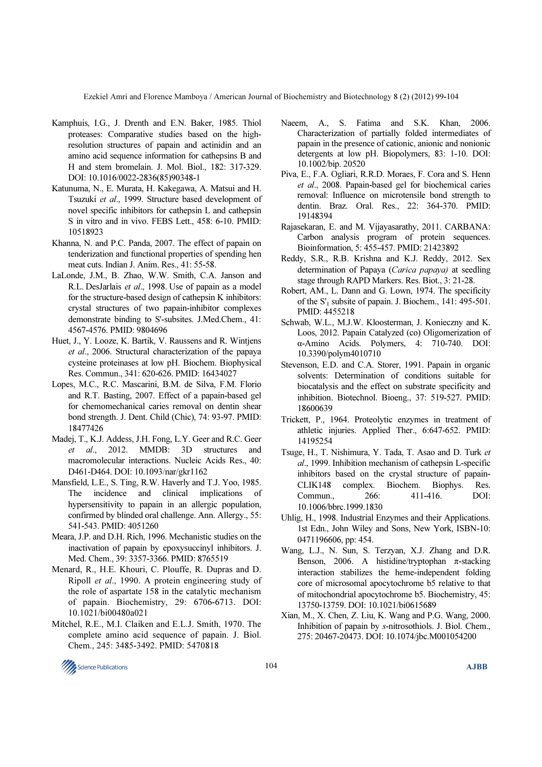Kamphuis, I.G., J. Drenth and E.N. Baker, 1985. Thiol proteases: Comparative studies based on the high-resolution structures of papain and actinidin and an amino acid sequence information for cathepsins B and H and stem bromelain. J. Mol. Biol., 182: 317-329. DOI: 10.1016/0022-2836(85)90348-1

Katunuma, N., E. Murata, H. Kakegawa, A. Matsui and H. Tsuzuki *et al*., 1999. Structure based development of novel specific inhibitors for cathepsin L and cathepsin S in vitro and in vivo. FEBS Lett., 458: 6-10. PMID: 10518923

Khanna, N. and P.C. Panda, 2007. The effect of papain on tenderization and functional properties of spending hen meat cuts. Indian J. Anim. Res., 41: 55-58.

LaLonde, J.M., B. Zhao, W.W. Smith, C.A. Janson and R.L. DesJarlais *et al*., 1998. Use of papain as a model for the structure-based design of cathepsin K inhibitors: crystal structures of two papain-inhibitor complexes demonstrate binding to S'-subsites. J.Med.Chem., 41: 4567-4576. PMID: 9804696

Huet, J., Y. Looze, K. Bartik, V. Raussens and R. Wintjens *et al*., 2006. Structural characterization of the papaya cysteine proteinases at low pH. Biochem. Biophysical Res. Commun., 341: 620-626. PMID: 16434027

Lopes, M.C., R.C. Mascarini, B.M. de Silva, F.M. Florio and R.T. Basting, 2007. Effect of a papain-based gel for chemomechanical caries removal on dentin shear bond strength. J. Dent. Child (Chic), 74: 93-97. PMID: 18477426

Madej, T., K.J. Addess, J.H. Fong, L.Y. Geer and R.C. Geer *et al*., 2012. MMDB: 3D structures and macromolecular interactions. Nucleic Acids Res., 40: D461-D464. DOI: 10.1093/nar/gkr1162

Mansfield, L.E., S. Ting, R.W. Haverly and T.J. Yoo, 1985. The incidence and clinical implications of hypersensitivity to papain in an allergic population, confirmed by blinded oral challenge. Ann. Allergy., 55: 541-543. PMID: 4051260

Meara, J.P. and D.H. Rich, 1996. Mechanistic studies on the inactivation of papain by epoxysuccinyl inhibitors. J. Med. Chem., 39: 3357-3366. PMID: 8765519

Menard, R., H.E. Khouri, C. Plouffe, R. Dupras and D. Ripoll *et al*., 1990. A protein engineering study of the role of aspartate 158 in the catalytic mechanism of papain. Biochemistry, 29: 6706-6713. DOI: 10.1021/bi00480a021

Mitchel, R.E., M.I. Claiken and E.L.J. Smith, 1970. The complete amino acid sequence of papain. J. Biol. Chem., 245: 3485-3492. PMID: 5470818

Naeem, A., S. Fatima and S.K. Khan, 2006. Characterization of partially folded intermediates of papain in the presence of cationic, anionic and nonionic detergents at low pH. Biopolymers, 83: 1-10. DOI: 10.1002/bip. 20520

Piva, E., F.A. Ogliari, R.R.D. Moraes, F. Cora and S. Henn *et al*., 2008. Papain-based gel for biochemical caries removal: Influence on microtensile bond strength to dentin. Braz. Oral. Res., 22: 364-370. PMID: 19148394

Rajasekaran, E. and M. Vijayasarathy, 2011. CARBANA: Carbon analysis program of protein sequences. Bioinformation, 5: 455-457. PMID: 21423892

Reddy, S.R., R.B. Krishna and K.J. Reddy, 2012. Sex determination of Papaya (*Carica papaya)* at seedling stage through RAPD Markers. Res. Biot., 3: 21-28.

Robert, AM., L. Dann and G. Lown, 1974. The specificity of the $S'_1$ subsite of papain. J. Biochem., 141: 495-501. PMID: 4455218

Schwab, W.L., M.J.W. Kloosterman, J. Konieczny and K. Loos, 2012. Papain Catalyzed (co) Oligomerization of α-Amino Acids. Polymers, 4: 710-740. DOI: 10.3390/polym4010710

Stevenson, E.D. and C.A. Storer, 1991. Papain in organic solvents: Determination of conditions suitable for biocatalysis and the effect on substrate specificity and inhibition. Biotechnol. Bioeng., 37: 519-527. PMID: 18600639

Trickett, P., 1964. Proteolytic enzymes in treatment of athletic injuries. Applied Ther., 6:647-652. PMID: 14195254

Tsuge, H., T. Nishimura, Y. Tada, T. Asao and D. Turk *et al*., 1999. Inhibition mechanism of cathepsin L-specific inhibitors based on the crystal structure of papain-CLIK148 complex. Biochem. Biophys. Res. Commun., 266: 411-416. DOI: 10.1006/bbrc.1999.1830

Uhlig, H., 1998. Industrial Enzymes and their Applications. 1st Edn., John Wiley and Sons, New York, ISBN-10: 0471196606, pp: 454.

Wang, L.J., N. Sun, S. Terzyan, X.J. Zhang and D.R. Benson, 2006. A histidine/tryptophan π-stacking interaction stabilizes the heme-independent folding core of microsomal apocytochrome b5 relative to that of mitochondrial apocytochrome b5. Biochemistry, 45: 13750-13759. DOI: 10.1021/bi0615689

Xian, M., X. Chen, Z. Liu, K. Wang and P.G. Wang, 2000. Inhibition of papain by *s*-nitrosothiols. J. Biol. Chem., 275: 20467-20473. DOI: 10.1074/jbc.M001054200